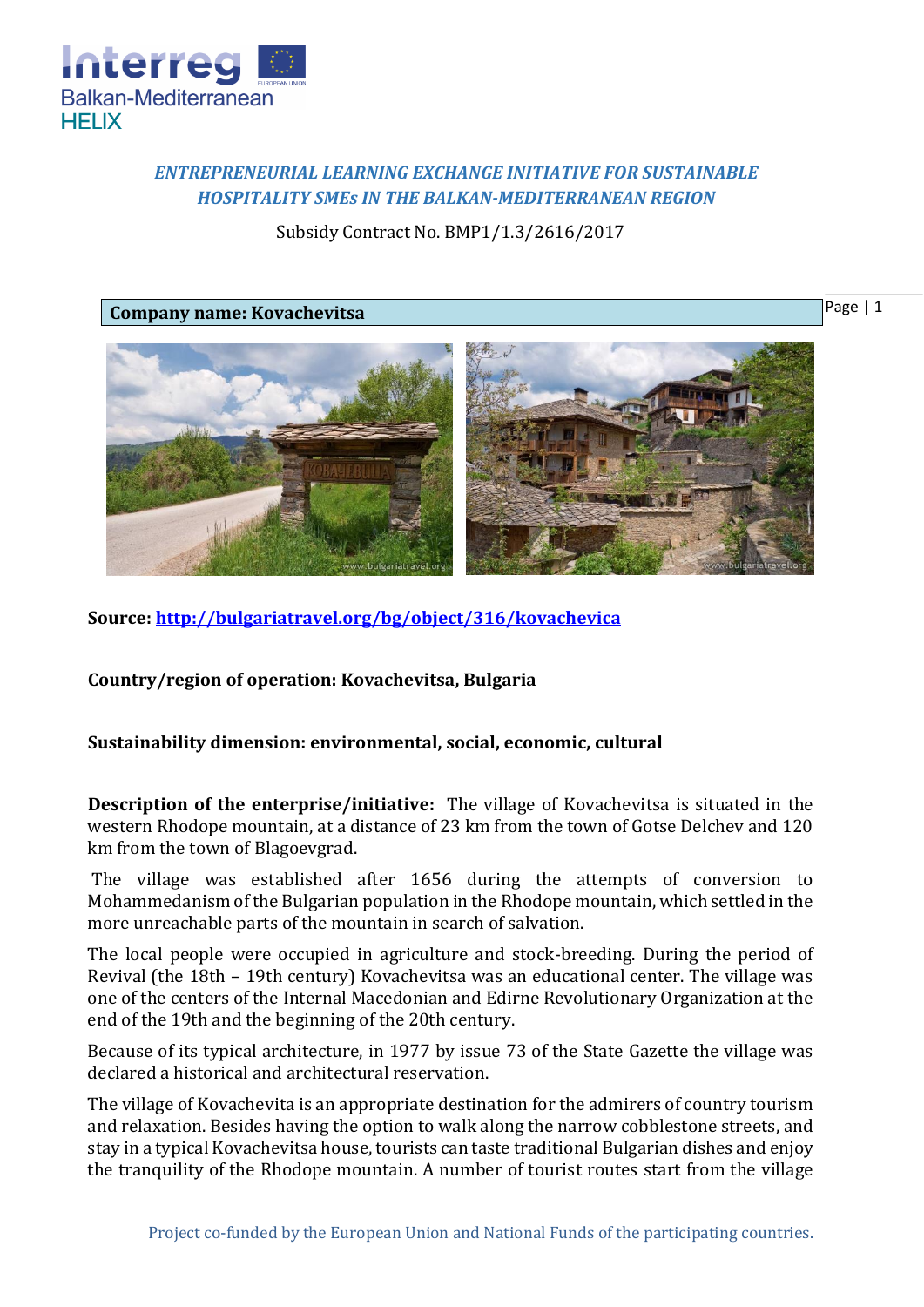**ENTREPRENEURIAL LEARNING EXCHANGE INITIATIVE FOR SUSTAINABLE HOSPITALITY SMEs IN THE BALKAN-MEDITERRANEAN REGION**

Subsidy Contract No. BMP1/1.3/2616/2017

## Company name: Kovachevitsa

**Source:** http://bulgariatravel.org/bg/object/316/kovachevica

**Country/region of operation: Kovachevitsa, Bulgaria**

**Sustainability dimension: environmental, social, economic, cultural**

**Description of the enterprise/initiative:** The village of Kovachevitsa is situated in the western Rhodope mountain, at a distance of 23 km from the town of Gotse Delchev and 120 km from the town of Blagoevgrad.

The village was established after 1656 during the attempts of conversion to Mohammedanism of the Bulgarian population in the Rhodope mountain, which settled in the more unreachable parts of the mountain in search of salvation.

The local people were occupied in agriculture and stock-breeding. During the period of Revival (the 18th – 19th century) Kovachevitsa was an educational center. The village was one of the centers of the Internal Macedonian and Edirne Revolutionary Organization at the end of the 19th and the beginning of the 20th century.

Because of its typical architecture, in 1977 by issue 73 of the State Gazette the village was declared a historical and architectural reservation.

The village of Kovachevita is an appropriate destination for the admirers of country tourism and relaxation. Besides having the option to walk along the narrow cobblestone streets, and stay in a typical Kovachevitsa house, tourists can taste traditional Bulgarian dishes and enjoy the tranquility of the Rhodope mountain. A number of tourist routes start from the village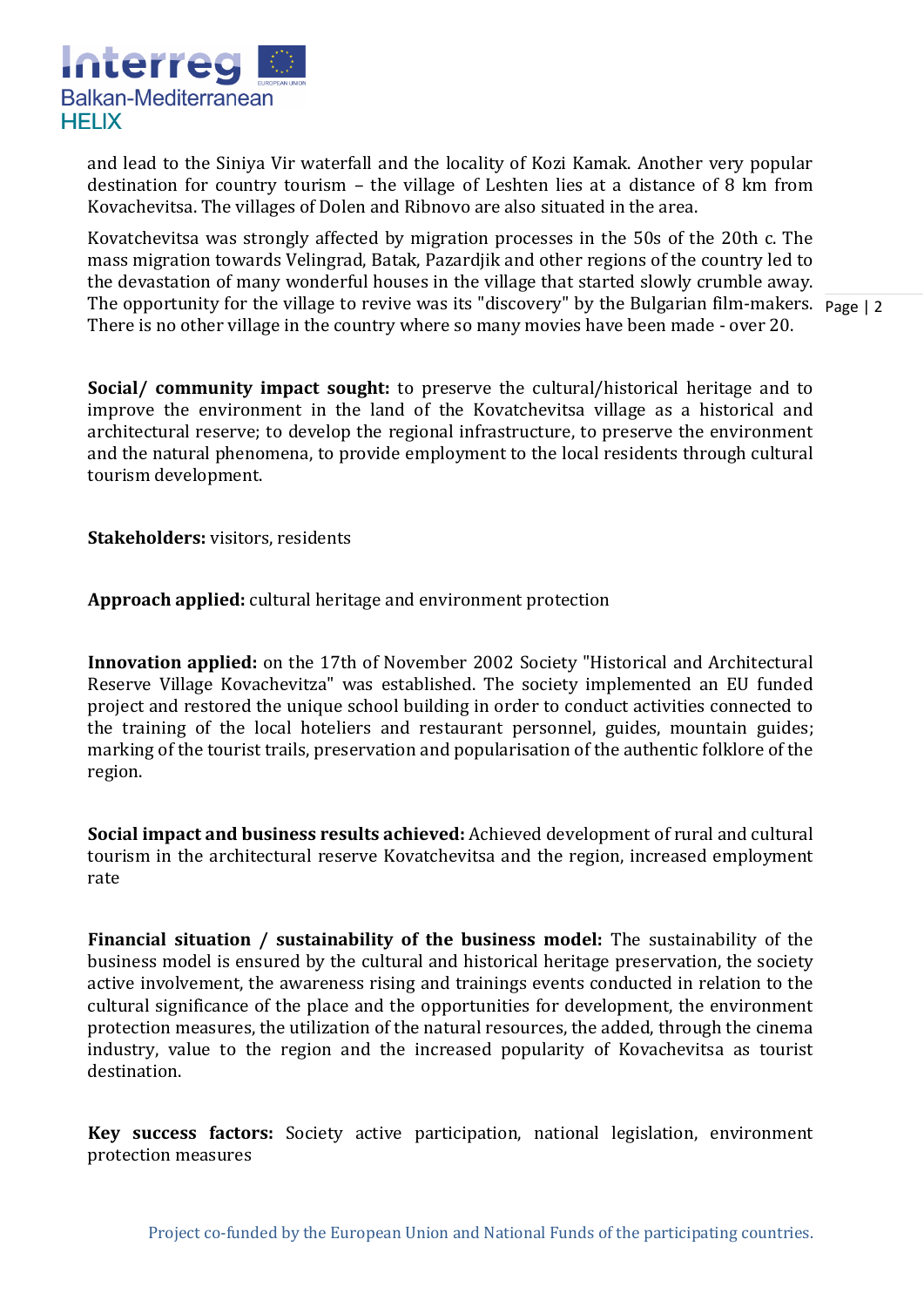and lead to the Siniya Vir waterfall and the locality of Kozi Kamak. Another very popular destination for country tourism – the village of Leshten lies at a distance of 8 km from Kovachevitsa. The villages of Dolen and Ribnovo are also situated in the area.

Kovatchevitsa was strongly affected by migration processes in the 50s of the 20th c. The mass migration towards Velingrad, Batak, Pazardjik and other regions of the country led to the devastation of many wonderful houses in the village that started slowly crumble away. The opportunity for the village to revive was its "discovery" by the Bulgarian film-makers. There is no other village in the country where so many movies have been made - over 20.

**Social/ community impact sought:** to preserve the cultural/historical heritage and to improve the environment in the land of the Kovatchevitsa village as a historical and architectural reserve; to develop the regional infrastructure, to preserve the environment and the natural phenomena, to provide employment to the local residents through cultural tourism development.

**Stakeholders:** visitors, residents

**Approach applied:** cultural heritage and environment protection

**Innovation applied:** on the 17th of November 2002 Society "Historical and Architectural Reserve Village Kovachevitza" was established. The society implemented an EU funded project and restored the unique school building in order to conduct activities connected to the training of the local hoteliers and restaurant personnel, guides, mountain guides; marking of the tourist trails, preservation and popularisation of the authentic folklore of the region.

**Social impact and business results achieved:** Achieved development of rural and cultural tourism in the architectural reserve Kovatchevitsa and the region, increased employment rate

**Financial situation / sustainability of the business model:** The sustainability of the business model is ensured by the cultural and historical heritage preservation, the society active involvement, the awareness rising and trainings events conducted in relation to the cultural significance of the place and the opportunities for development, the environment protection measures, the utilization of the natural resources, the added, through the cinema industry, value to the region and the increased popularity of Kovachevitsa as tourist destination.

**Key success factors:** Society active participation, national legislation, environment protection measures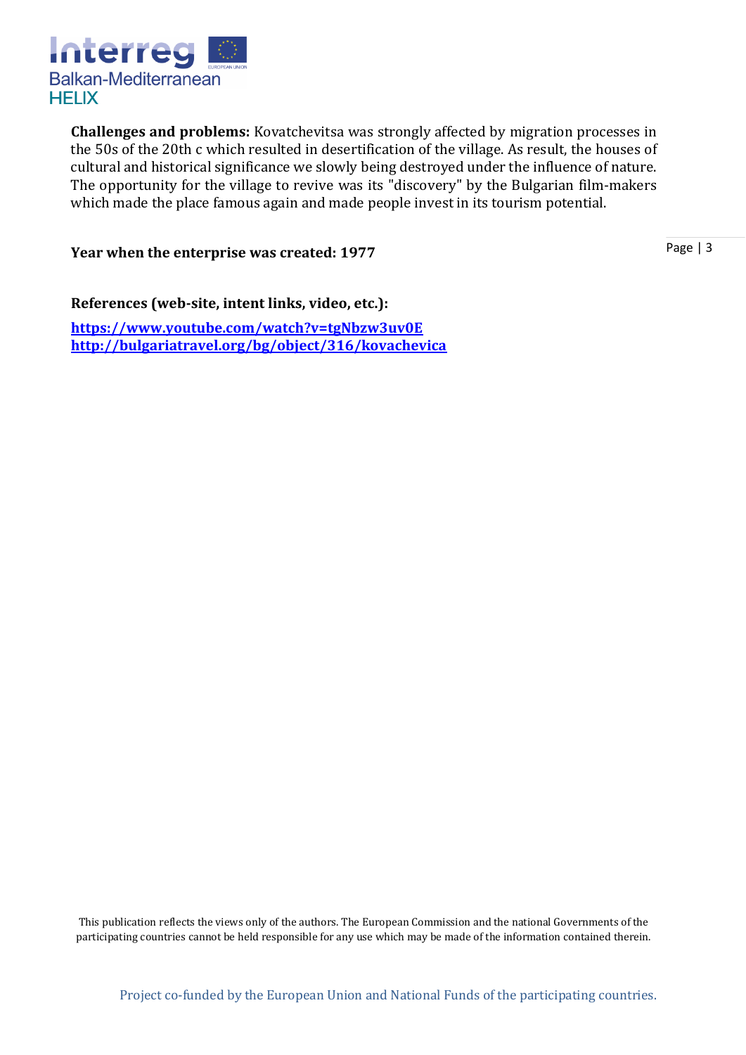**Challenges and problems:** Kovatchevitsa was strongly affected by migration processes in the 50s of the 20th c which resulted in desertification of the village. As result, the houses of cultural and historical significance we slowly being destroyed under the influence of nature. The opportunity for the village to revive was its "discovery" by the Bulgarian film-makers which made the place famous again and made people invest in its tourism potential.

**Year when the enterprise was created: 1977**

**References (web-site, intent links, video, etc.):**

**https://www.youtube.com/watch?v=tgNbzw3uv0E**
**http://bulgariatravel.org/bg/object/316/kovachevica**

This publication reflects the views only of the authors. The European Commission and the national Governments of the participating countries cannot be held responsible for any use which may be made of the information contained therein.

Project co-funded by the European Union and National Funds of the participating countries.